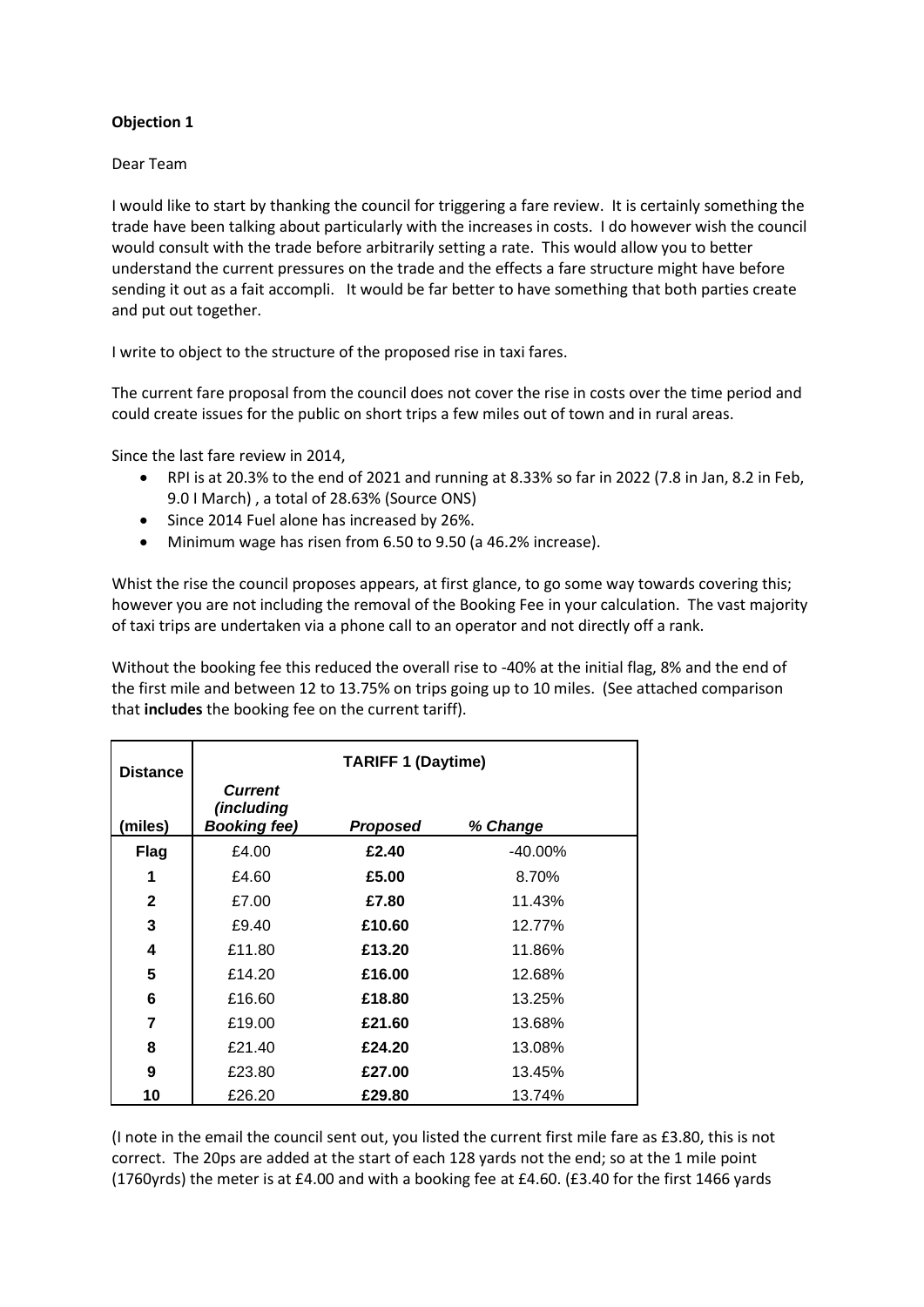**Objection 1**

Dear Team

I would like to start by thanking the council for triggering a fare review. It is certainly something the trade have been talking about particularly with the increases in costs. I do however wish the council would consult with the trade before arbitrarily setting a rate. This would allow you to better understand the current pressures on the trade and the effects a fare structure might have before sending it out as a fait accompli. It would be far better to have something that both parties create and put out together.

I write to object to the structure of the proposed rise in taxi fares.

The current fare proposal from the council does not cover the rise in costs over the time period and could create issues for the public on short trips a few miles out of town and in rural areas.

Since the last fare review in 2014,

- RPI is at 20.3% to the end of 2021 and running at 8.33% so far in 2022 (7.8 in Jan, 8.2 in Feb, 9.0 I March) , a total of 28.63% (Source ONS)
- Since 2014 Fuel alone has increased by 26%.
- Minimum wage has risen from 6.50 to 9.50 (a 46.2% increase).

Whist the rise the council proposes appears, at first glance, to go some way towards covering this; however you are not including the removal of the Booking Fee in your calculation. The vast majority of taxi trips are undertaken via a phone call to an operator and not directly off a rank.

Without the booking fee this reduced the overall rise to -40% at the initial flag, 8% and the end of the first mile and between 12 to 13.75% on trips going up to 10 miles. (See attached comparison that **includes** the booking fee on the current tariff).

| Distance | TARIFF 1 (Daytime) | | |
|---|---|---|---|
| (miles) | *Current (including Booking fee)* | *Proposed* | *% Change* |
| **Flag** | £4.00 | **£2.40** | -40.00% |
| **1** | £4.60 | **£5.00** | 8.70% |
| **2** | £7.00 | **£7.80** | 11.43% |
| **3** | £9.40 | **£10.60** | 12.77% |
| **4** | £11.80 | **£13.20** | 11.86% |
| **5** | £14.20 | **£16.00** | 12.68% |
| **6** | £16.60 | **£18.80** | 13.25% |
| **7** | £19.00 | **£21.60** | 13.68% |
| **8** | £21.40 | **£24.20** | 13.08% |
| **9** | £23.80 | **£27.00** | 13.45% |
| **10** | £26.20 | **£29.80** | 13.74% |

(I note in the email the council sent out, you listed the current first mile fare as £3.80, this is not correct. The 20ps are added at the start of each 128 yards not the end; so at the 1 mile point (1760yrds) the meter is at £4.00 and with a booking fee at £4.60. (£3.40 for the first 1466 yards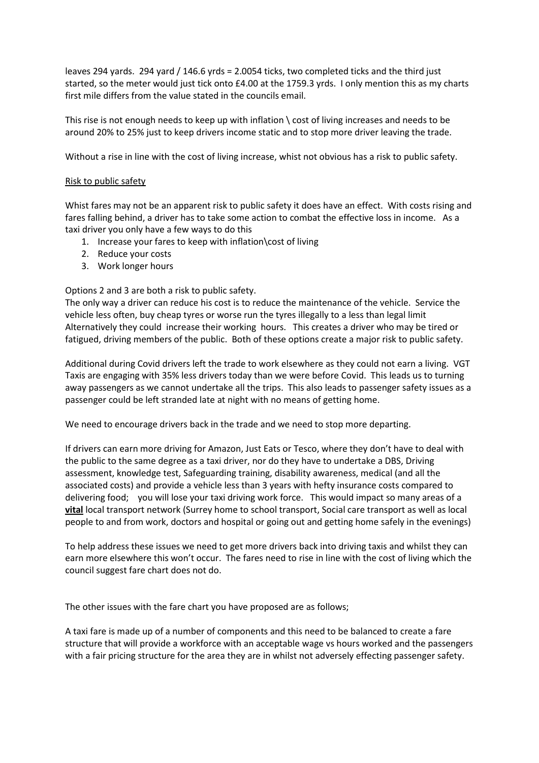leaves 294 yards. 294 yard / 146.6 yrds = 2.0054 ticks, two completed ticks and the third just started, so the meter would just tick onto £4.00 at the 1759.3 yrds. I only mention this as my charts first mile differs from the value stated in the councils email.

This rise is not enough needs to keep up with inflation \ cost of living increases and needs to be around 20% to 25% just to keep drivers income static and to stop more driver leaving the trade.

Without a rise in line with the cost of living increase, whist not obvious has a risk to public safety.

Risk to public safety

Whist fares may not be an apparent risk to public safety it does have an effect. With costs rising and fares falling behind, a driver has to take some action to combat the effective loss in income. As a taxi driver you only have a few ways to do this

1. Increase your fares to keep with inflation\cost of living
2. Reduce your costs
3. Work longer hours

Options 2 and 3 are both a risk to public safety.
The only way a driver can reduce his cost is to reduce the maintenance of the vehicle. Service the vehicle less often, buy cheap tyres or worse run the tyres illegally to a less than legal limit Alternatively they could increase their working hours. This creates a driver who may be tired or fatigued, driving members of the public. Both of these options create a major risk to public safety.

Additional during Covid drivers left the trade to work elsewhere as they could not earn a living. VGT Taxis are engaging with 35% less drivers today than we were before Covid. This leads us to turning away passengers as we cannot undertake all the trips. This also leads to passenger safety issues as a passenger could be left stranded late at night with no means of getting home.

We need to encourage drivers back in the trade and we need to stop more departing.

If drivers can earn more driving for Amazon, Just Eats or Tesco, where they don't have to deal with the public to the same degree as a taxi driver, nor do they have to undertake a DBS, Driving assessment, knowledge test, Safeguarding training, disability awareness, medical (and all the associated costs) and provide a vehicle less than 3 years with hefty insurance costs compared to delivering food; you will lose your taxi driving work force. This would impact so many areas of a **vital** local transport network (Surrey home to school transport, Social care transport as well as local people to and from work, doctors and hospital or going out and getting home safely in the evenings)

To help address these issues we need to get more drivers back into driving taxis and whilst they can earn more elsewhere this won't occur. The fares need to rise in line with the cost of living which the council suggest fare chart does not do.

The other issues with the fare chart you have proposed are as follows;

A taxi fare is made up of a number of components and this need to be balanced to create a fare structure that will provide a workforce with an acceptable wage vs hours worked and the passengers with a fair pricing structure for the area they are in whilst not adversely effecting passenger safety.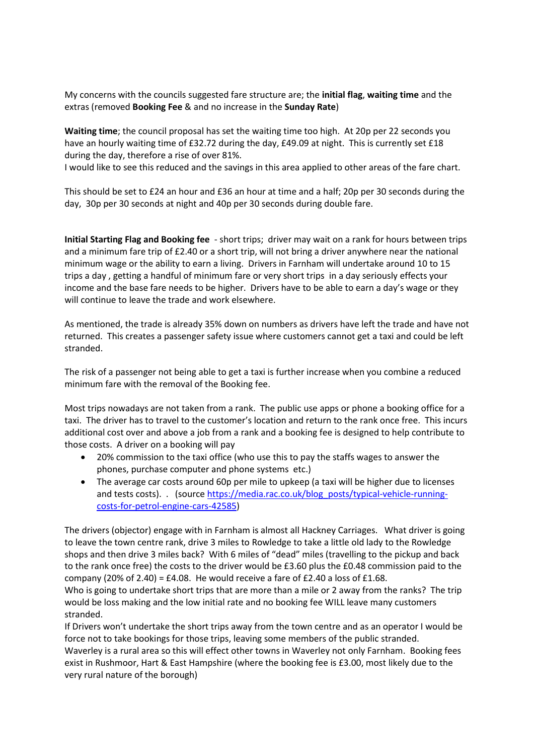My concerns with the councils suggested fare structure are; the **initial flag**, **waiting time** and the extras (removed **Booking Fee** & and no increase in the **Sunday Rate**)

**Waiting time**; the council proposal has set the waiting time too high. At 20p per 22 seconds you have an hourly waiting time of £32.72 during the day, £49.09 at night. This is currently set £18 during the day, therefore a rise of over 81%.
I would like to see this reduced and the savings in this area applied to other areas of the fare chart.

This should be set to £24 an hour and £36 an hour at time and a half; 20p per 30 seconds during the day, 30p per 30 seconds at night and 40p per 30 seconds during double fare.

**Initial Starting Flag and Booking fee** - short trips; driver may wait on a rank for hours between trips and a minimum fare trip of £2.40 or a short trip, will not bring a driver anywhere near the national minimum wage or the ability to earn a living. Drivers in Farnham will undertake around 10 to 15 trips a day , getting a handful of minimum fare or very short trips in a day seriously effects your income and the base fare needs to be higher. Drivers have to be able to earn a day's wage or they will continue to leave the trade and work elsewhere.

As mentioned, the trade is already 35% down on numbers as drivers have left the trade and have not returned. This creates a passenger safety issue where customers cannot get a taxi and could be left stranded.

The risk of a passenger not being able to get a taxi is further increase when you combine a reduced minimum fare with the removal of the Booking fee.

Most trips nowadays are not taken from a rank. The public use apps or phone a booking office for a taxi. The driver has to travel to the customer's location and return to the rank once free. This incurs additional cost over and above a job from a rank and a booking fee is designed to help contribute to those costs. A driver on a booking will pay

- 20% commission to the taxi office (who use this to pay the staffs wages to answer the phones, purchase computer and phone systems etc.)
- The average car costs around 60p per mile to upkeep (a taxi will be higher due to licenses and tests costs). . (source https://media.rac.co.uk/blog_posts/typical-vehicle-running-costs-for-petrol-engine-cars-42585)

The drivers (objector) engage with in Farnham is almost all Hackney Carriages. What driver is going to leave the town centre rank, drive 3 miles to Rowledge to take a little old lady to the Rowledge shops and then drive 3 miles back? With 6 miles of "dead" miles (travelling to the pickup and back to the rank once free) the costs to the driver would be £3.60 plus the £0.48 commission paid to the company (20% of 2.40) = £4.08. He would receive a fare of £2.40 a loss of £1.68.
Who is going to undertake short trips that are more than a mile or 2 away from the ranks? The trip would be loss making and the low initial rate and no booking fee WILL leave many customers stranded.
If Drivers won't undertake the short trips away from the town centre and as an operator I would be force not to take bookings for those trips, leaving some members of the public stranded.
Waverley is a rural area so this will effect other towns in Waverley not only Farnham. Booking fees exist in Rushmoor, Hart & East Hampshire (where the booking fee is £3.00, most likely due to the very rural nature of the borough)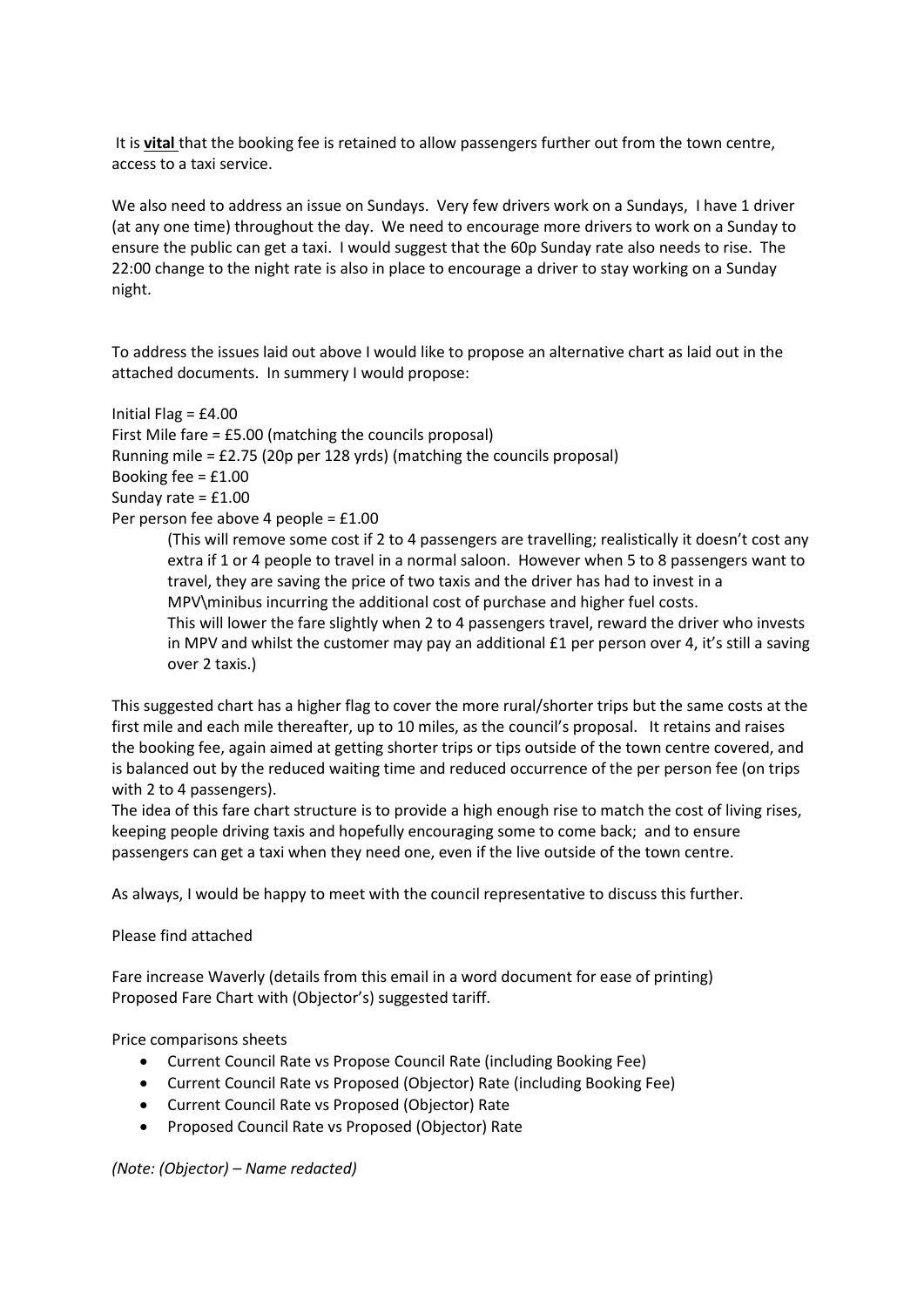It is **vital** that the booking fee is retained to allow passengers further out from the town centre, access to a taxi service.

We also need to address an issue on Sundays. Very few drivers work on a Sundays, I have 1 driver (at any one time) throughout the day. We need to encourage more drivers to work on a Sunday to ensure the public can get a taxi. I would suggest that the 60p Sunday rate also needs to rise. The 22:00 change to the night rate is also in place to encourage a driver to stay working on a Sunday night.

To address the issues laid out above I would like to propose an alternative chart as laid out in the attached documents. In summery I would propose:

Initial Flag = £4.00
First Mile fare = £5.00 (matching the councils proposal)
Running mile = £2.75 (20p per 128 yrds) (matching the councils proposal)
Booking fee = £1.00
Sunday rate = £1.00
Per person fee above 4 people = £1.00

> (This will remove some cost if 2 to 4 passengers are travelling; realistically it doesn't cost any extra if 1 or 4 people to travel in a normal saloon. However when 5 to 8 passengers want to travel, they are saving the price of two taxis and the driver has had to invest in a MPV\minibus incurring the additional cost of purchase and higher fuel costs.
> This will lower the fare slightly when 2 to 4 passengers travel, reward the driver who invests in MPV and whilst the customer may pay an additional £1 per person over 4, it's still a saving over 2 taxis.)

This suggested chart has a higher flag to cover the more rural/shorter trips but the same costs at the first mile and each mile thereafter, up to 10 miles, as the council's proposal. It retains and raises the booking fee, again aimed at getting shorter trips or tips outside of the town centre covered, and is balanced out by the reduced waiting time and reduced occurrence of the per person fee (on trips with 2 to 4 passengers).
The idea of this fare chart structure is to provide a high enough rise to match the cost of living rises, keeping people driving taxis and hopefully encouraging some to come back; and to ensure passengers can get a taxi when they need one, even if the live outside of the town centre.

As always, I would be happy to meet with the council representative to discuss this further.

Please find attached

Fare increase Waverly (details from this email in a word document for ease of printing)
Proposed Fare Chart with (Objector's) suggested tariff.

Price comparisons sheets

- Current Council Rate vs Propose Council Rate (including Booking Fee)
- Current Council Rate vs Proposed (Objector) Rate (including Booking Fee)
- Current Council Rate vs Proposed (Objector) Rate
- Proposed Council Rate vs Proposed (Objector) Rate

*(Note: (Objector) – Name redacted)*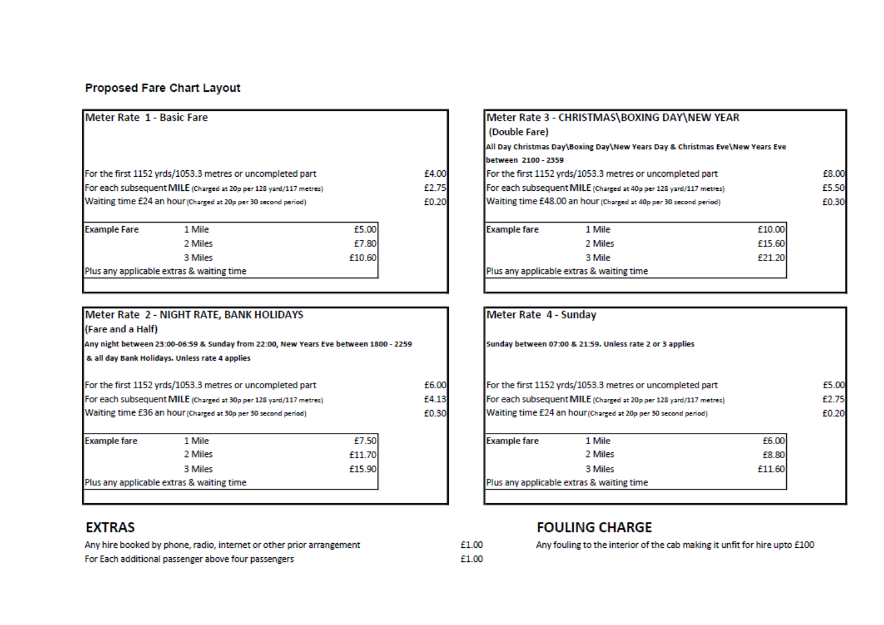## Proposed Fare Chart Layout

### Meter Rate 1 - Basic Fare

| | |
|---|---|
| For the first 1152 yrds/1053.3 metres or uncompleted part | £4.00 |
| For each subsequent **MILE** (Charged at 20p per 128 yard/117 metres) | £2.75 |
| Waiting time £24 an hour (Charged at 20p per 30 second period) | £0.20 |

| Example Fare | 1 Mile | £5.00 |
|---|---|---|
| | 2 Miles | £7.80 |
| | 3 Miles | £10.60 |

Plus any applicable extras & waiting time

### Meter Rate 3 - CHRISTMAS\BOXING DAY\NEW YEAR (Double Fare)

**All Day Christmas Day\Boxing Day\New Years Day & Christmas Eve\New Years Eve between 2100 - 2359**

| | |
|---|---|
| For the first 1152 yrds/1053.3 metres or uncompleted part | £8.00 |
| For each subsequent **MILE** (Charged at 40p per 128 yard/117 metres) | £5.50 |
| Waiting time £48.00 an hour (Charged at 40p per 30 second period) | £0.30 |

| Example fare | 1 Mile | £10.00 |
|---|---|---|
| | 2 Miles | £15.60 |
| | 3 Mile | £21.20 |

Plus any applicable extras & waiting time

### Meter Rate 2 - NIGHT RATE, BANK HOLIDAYS (Fare and a Half)

**Any night between 23:00-06:59 & Sunday from 22:00, New Years Eve between 1800 - 2259 & all day Bank Holidays. Unless rate 4 applies**

| | |
|---|---|
| For the first 1152 yrds/1053.3 metres or uncompleted part | £6.00 |
| For each subsequent **MILE** (Charged at 30p per 128 yard/117 metres) | £4.13 |
| Waiting time £36 an hour (Charged at 30p per 30 second period) | £0.30 |

| Example fare | 1 Mile | £7.50 |
|---|---|---|
| | 2 Miles | £11.70 |
| | 3 Miles | £15.90 |

Plus any applicable extras & waiting time

### Meter Rate 4 - Sunday

**Sunday between 07:00 & 21:59. Unless rate 2 or 3 applies**

| | |
|---|---|
| For the first 1152 yrds/1053.3 metres or uncompleted part | £5.00 |
| For each subsequent **MILE** (Charged at 20p per 128 yard/117 metres) | £2.75 |
| Waiting time £24 an hour (Charged at 20p per 30 second period) | £0.20 |

| Example fare | 1 Mile | £6.00 |
|---|---|---|
| | 2 Miles | £8.80 |
| | 3 Miles | £11.60 |

Plus any applicable extras & waiting time

## EXTRAS

| | |
|---|---|
| Any hire booked by phone, radio, internet or other prior arrangement | £1.00 |
| For Each additional passenger above four passengers | £1.00 |

## FOULING CHARGE

Any fouling to the interior of the cab making it unfit for hire upto £100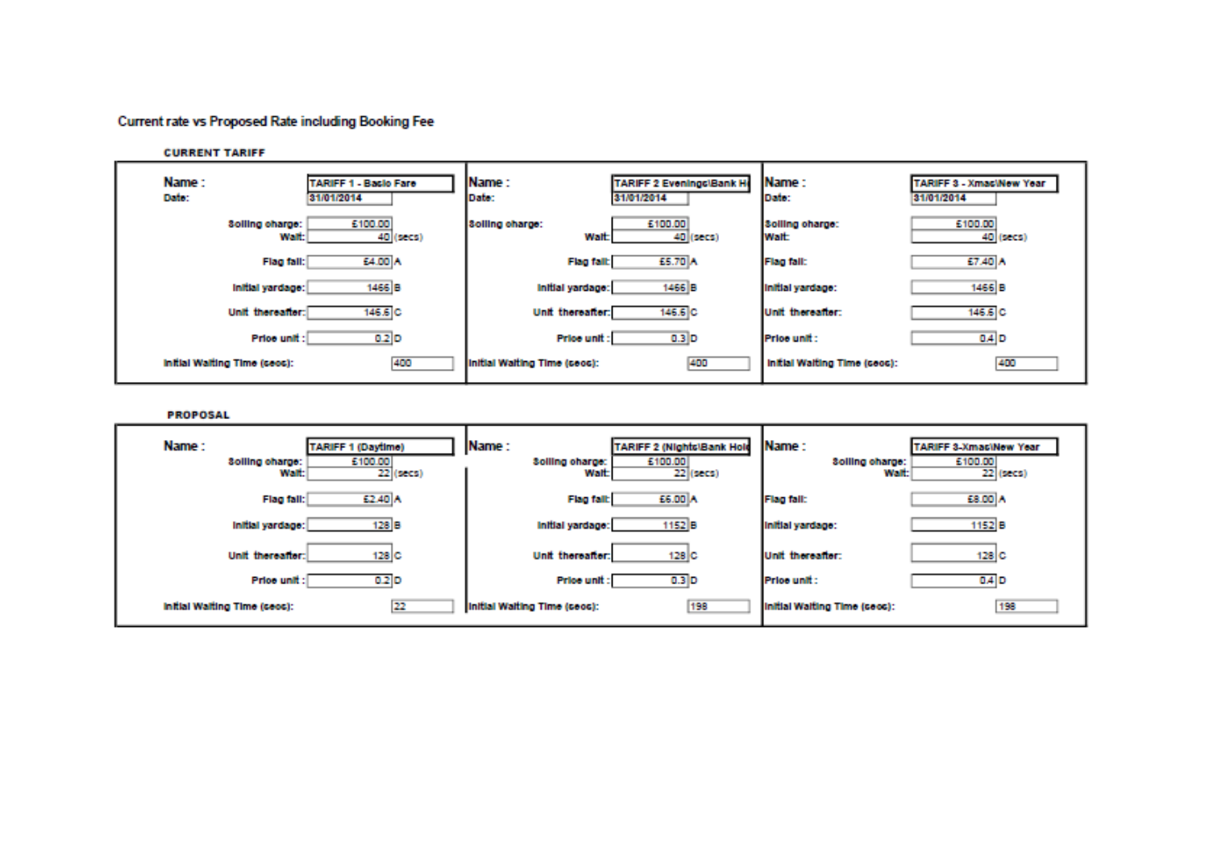Current rate vs Proposed Rate including Booking Fee

**CURRENT TARIFF**

| Name : | TARIFF 1 - Basic Fare | | Name : | TARIFF 2 Evenings\Bank H | | Name : | TARIFF 3 - Xmas\New Year | |
|---|---|---|---|---|---|---|---|---|
| Date: | 31/01/2014 | | Date: | 31/01/2014 | | Date: | 31/01/2014 | |
| Soiling charge: | £100.00 | | Soiling charge: | £100.00 | | Soiling charge: | £100.00 | |
| Wait: | 40 | (secs) | Wait: | 40 | (secs) | Wait: | 40 | (secs) |
| Flag fall: | £4.00 | A | Flag fall: | £5.70 | A | Flag fall: | £7.40 | A |
| Initial yardage: | 1466 | B | Initial yardage: | 1466 | B | Initial yardage: | 1466 | B |
| Unit thereafter: | 146.6 | C | Unit thereafter: | 146.6 | C | Unit thereafter: | 146.6 | C |
| Price unit : | 0.2 | D | Price unit : | 0.3 | D | Price unit : | 0.4 | D |
| Initial Waiting Time (secs): | 400 | | Initial Waiting Time (secs): | 400 | | Initial Waiting Time (secs): | 400 | |

**PROPOSAL**

| Name : | TARIFF 1 (Daytime) | | Name : | TARIFF 2 (Nights\Bank Hol | | Name : | TARIFF 3-Xmas\New Year | |
|---|---|---|---|---|---|---|---|---|
| Soiling charge: | £100.00 | | Soiling charge: | £100.00 | | Soiling charge: | £100.00 | |
| Wait: | 22 | (secs) | Wait: | 22 | (secs) | Wait: | 22 | (secs) |
| Flag fall: | £2.40 | A | Flag fall: | £6.00 | A | Flag fall: | £8.00 | A |
| Initial yardage: | 128 | B | Initial yardage: | 1152 | B | Initial yardage: | 1152 | B |
| Unit thereafter: | 128 | C | Unit thereafter: | 128 | C | Unit thereafter: | 128 | C |
| Price unit : | 0.2 | D | Price unit : | 0.3 | D | Price unit : | 0.4 | D |
| Initial Waiting Time (secs): | 22 | | Initial Waiting Time (secs): | 198 | | Initial Waiting Time (secs): | 198 | |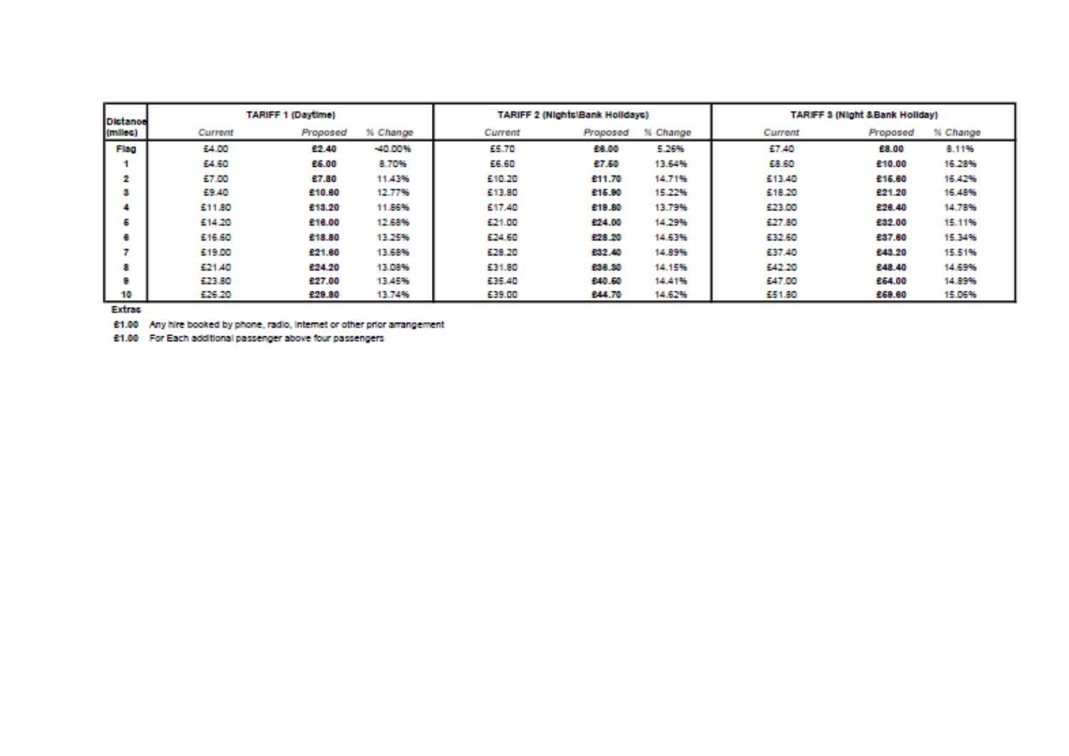| Distance (miles) | TARIFF 1 (Daytime) | | | TARIFF 2 (Nights\Bank Holidays) | | | TARIFF 3 (Night &Bank Holiday) | | |
|---|---|---|---|---|---|---|---|---|---|
| | *Current* | *Proposed* | *% Change* | *Current* | *Proposed* | *% Change* | *Current* | *Proposed* | *% Change* |
| **Flag** | £4.00 | **£2.40** | -40.00% | £5.70 | **£6.00** | 5.26% | £7.40 | **£8.00** | 8.11% |
| **1** | £4.60 | **£5.00** | 8.70% | £6.60 | **£7.50** | 13.64% | £8.60 | **£10.00** | 16.28% |
| **2** | £7.00 | **£7.80** | 11.43% | £10.20 | **£11.70** | 14.71% | £13.40 | **£15.60** | 16.42% |
| **3** | £9.40 | **£10.60** | 12.77% | £13.80 | **£15.90** | 15.22% | £18.20 | **£21.20** | 16.48% |
| **4** | £11.80 | **£13.20** | 11.86% | £17.40 | **£19.80** | 13.79% | £23.00 | **£26.40** | 14.78% |
| **5** | £14.20 | **£16.00** | 12.68% | £21.00 | **£24.00** | 14.29% | £27.80 | **£32.00** | 15.11% |
| **6** | £16.60 | **£18.80** | 13.25% | £24.60 | **£28.20** | 14.63% | £32.60 | **£37.60** | 15.34% |
| **7** | £19.00 | **£21.60** | 13.68% | £28.20 | **£32.40** | 14.89% | £37.40 | **£43.20** | 15.51% |
| **8** | £21.40 | **£24.20** | 13.08% | £31.80 | **£36.30** | 14.15% | £42.20 | **£48.40** | 14.69% |
| **9** | £23.80 | **£27.00** | 13.45% | £35.40 | **£40.50** | 14.41% | £47.00 | **£54.00** | 14.89% |
| **10** | £26.20 | **£29.80** | 13.74% | £39.00 | **£44.70** | 14.62% | £51.80 | **£59.60** | 15.06% |

**Extras**

**£1.00** Any hire booked by phone, radio, internet or other prior arrangement

**£1.00** For Each additional passenger above four passengers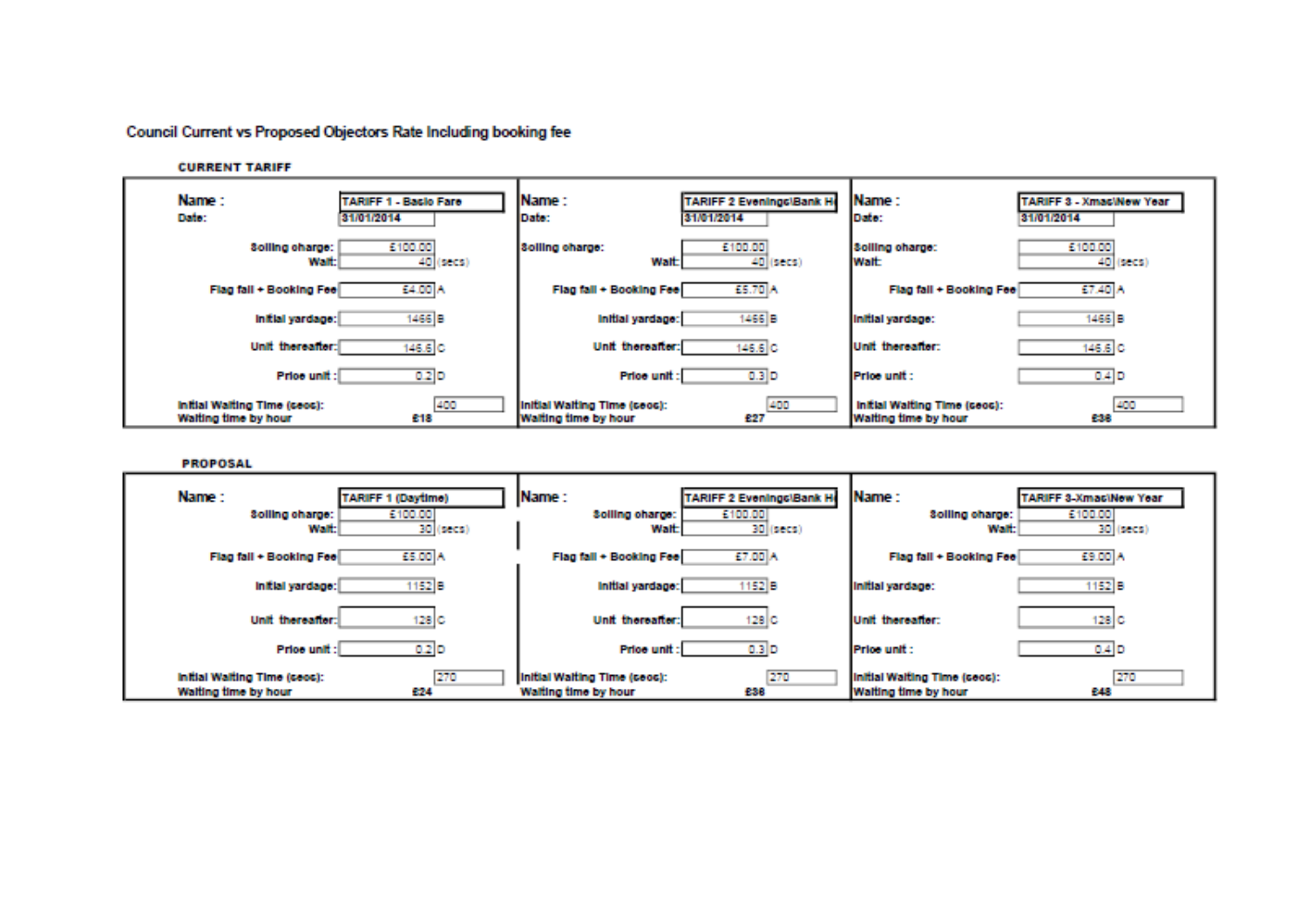Council Current vs Proposed Objectors Rate Including booking fee

**CURRENT TARIFF**

| Name : | TARIFF 1 - Basic Fare | | Name : | TARIFF 2 Evenings\Bank H | | Name : | TARIFF 3 - Xmas\New Year | |
|---|---|---|---|---|---|---|---|---|
| Date: | 31/01/2014 | | Date: | 31/01/2014 | | Date: | 31/01/2014 | |
| Soiling charge: | £100.00 | | Soiling charge: | £100.00 | | Soiling charge: | £100.00 | |
| Wait: | 40 | (secs) | Wait: | 40 | (secs) | Wait: | 40 | (secs) |
| Flag fall + Booking Fee | £4.00 | A | Flag fall + Booking Fee | £5.70 | A | Flag fall + Booking Fee | £7.40 | A |
| Initial yardage: | 1466 | B | Initial yardage: | 1466 | B | Initial yardage: | 1466 | B |
| Unit thereafter: | 146.6 | C | Unit thereafter: | 146.6 | C | Unit thereafter: | 146.6 | C |
| Price unit : | 0.2 | D | Price unit : | 0.3 | D | Price unit : | 0.4 | D |
| Initial Waiting Time (secs): | 400 | | Initial Waiting Time (secs): | 400 | | Initial Waiting Time (secs): | 400 | |
| Waiting time by hour | £18 | | Waiting time by hour | £27 | | Waiting time by hour | £36 | |

**PROPOSAL**

| Name : | TARIFF 1 (Daytime) | | Name : | TARIFF 2 Evenings\Bank H | | Name : | TARIFF 3-Xmas\New Year | |
|---|---|---|---|---|---|---|---|---|
| Soiling charge: | £100.00 | | Soiling charge: | £100.00 | | Soiling charge: | £100.00 | |
| Wait: | 30 | (secs) | Wait: | 30 | (secs) | Wait: | 30 | (secs) |
| Flag fall + Booking Fee | £5.00 | A | Flag fall + Booking Fee | £7.00 | A | Flag fall + Booking Fee | £9.00 | A |
| Initial yardage: | 1152 | B | Initial yardage: | 1152 | B | Initial yardage: | 1152 | B |
| Unit thereafter: | 128 | C | Unit thereafter: | 128 | C | Unit thereafter: | 128 | C |
| Price unit : | 0.2 | D | Price unit : | 0.3 | D | Price unit : | 0.4 | D |
| Initial Waiting Time (secs): | 270 | | Initial Waiting Time (secs): | 270 | | Initial Waiting Time (secs): | 270 | |
| Waiting time by hour | £24 | | Waiting time by hour | £36 | | Waiting time by hour | £48 | |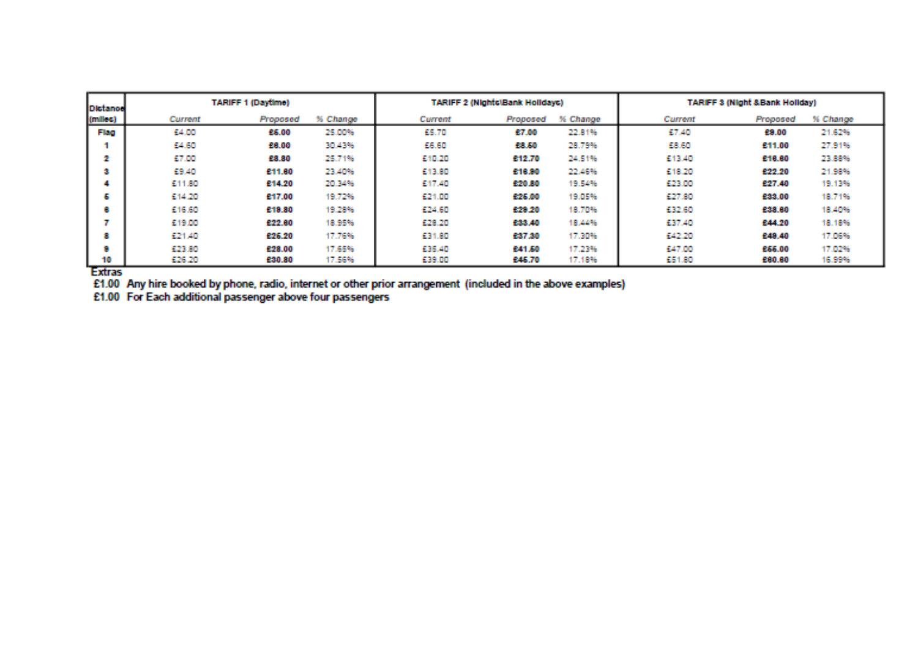| Distance (miles) | TARIFF 1 (Daytime) | | | TARIFF 2 (Nights\Bank Holidays) | | | TARIFF 3 (Night &Bank Holiday) | | |
|---|---|---|---|---|---|---|---|---|---|
| | *Current* | *Proposed* | *% Change* | *Current* | *Proposed* | *% Change* | *Current* | *Proposed* | *% Change* |
| **Flag** | £4.00 | **£5.00** | 25.00% | £5.70 | **£7.00** | 22.81% | £7.40 | **£9.00** | 21.62% |
| **1** | £4.60 | **£6.00** | 30.43% | £6.60 | **£8.50** | 28.79% | £8.60 | **£11.00** | 27.91% |
| **2** | £7.00 | **£8.80** | 25.71% | £10.20 | **£12.70** | 24.51% | £13.40 | **£16.60** | 23.88% |
| **3** | £9.40 | **£11.60** | 23.40% | £13.80 | **£16.90** | 22.46% | £18.20 | **£22.20** | 21.98% |
| **4** | £11.80 | **£14.20** | 20.34% | £17.40 | **£20.80** | 19.54% | £23.00 | **£27.40** | 19.13% |
| **5** | £14.20 | **£17.00** | 19.72% | £21.00 | **£25.00** | 19.05% | £27.80 | **£33.00** | 18.71% |
| **6** | £16.60 | **£19.80** | 19.28% | £24.60 | **£29.20** | 18.70% | £32.60 | **£38.60** | 18.40% |
| **7** | £19.00 | **£22.60** | 18.95% | £28.20 | **£33.40** | 18.44% | £37.40 | **£44.20** | 18.18% |
| **8** | £21.40 | **£25.20** | 17.76% | £31.80 | **£37.30** | 17.30% | £42.20 | **£49.40** | 17.06% |
| **9** | £23.80 | **£28.00** | 17.65% | £35.40 | **£41.50** | 17.23% | £47.00 | **£55.00** | 17.02% |
| **10** | £26.20 | **£30.80** | 17.56% | £39.00 | **£45.70** | 17.18% | £51.80 | **£60.60** | 16.99% |

Extras

£1.00 Any hire booked by phone, radio, internet or other prior arrangement (included in the above examples)

£1.00 For Each additional passenger above four passengers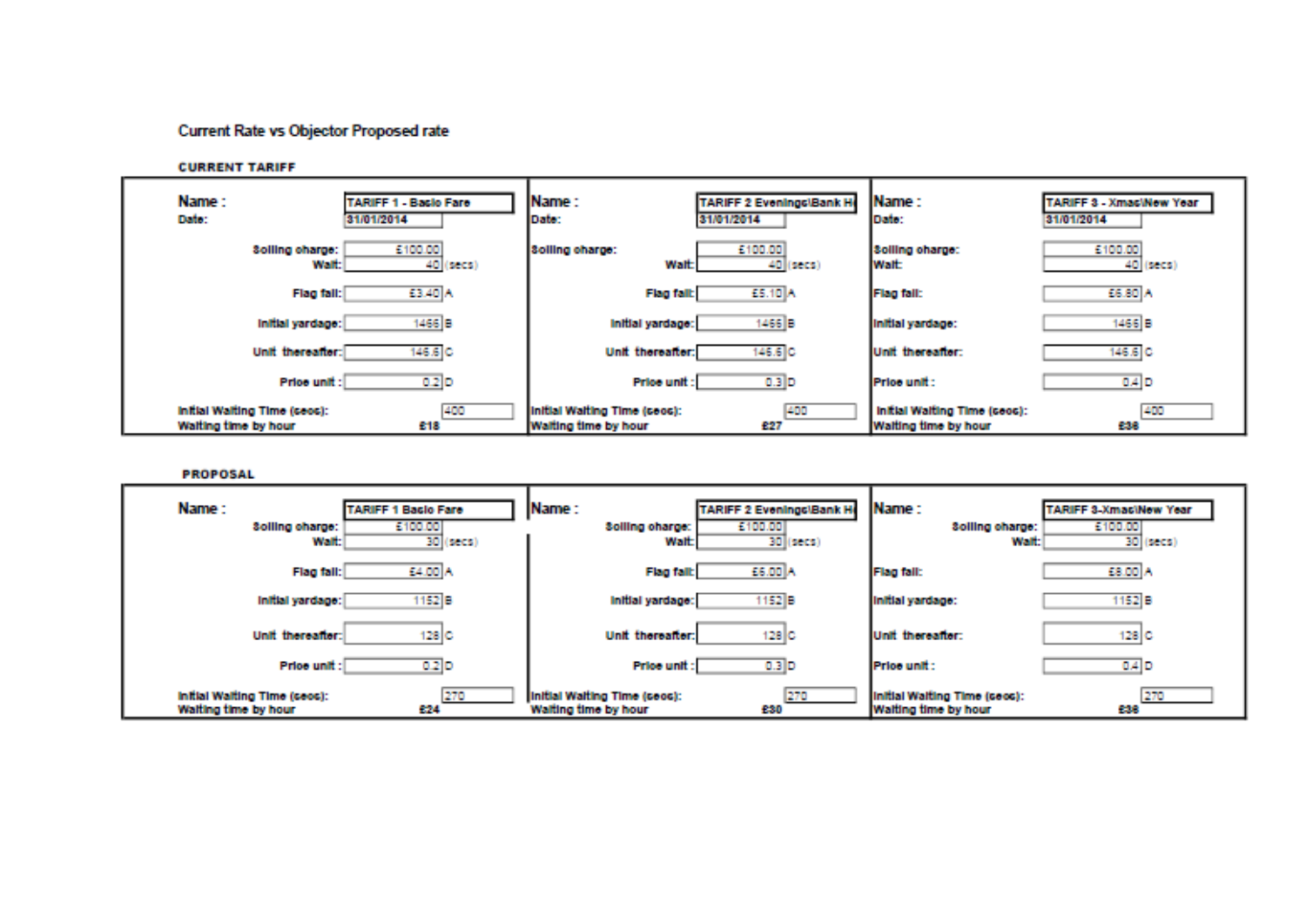## Current Rate vs Objector Proposed rate

### CURRENT TARIFF

| | TARIFF 1 - Basic Fare | TARIFF 2 Evenings\Bank H | TARIFF 3 - Xmas\New Year |
|---|---|---|---|
| Date: | 31/01/2014 | 31/01/2014 | 31/01/2014 |
| Soiling charge: | £100.00 | £100.00 | £100.00 |
| Wait: | 40 (secs) | 40 (secs) | 40 (secs) |
| Flag fall: | £3.40 A | £5.10 A | £6.80 A |
| Initial yardage: | 1466 B | 1466 B | 1466 B |
| Unit thereafter: | 146.6 C | 146.6 C | 146.6 C |
| Price unit: | 0.2 D | 0.3 D | 0.4 D |
| Initial Waiting Time (secs): | 400 | 400 | 400 |
| Waiting time by hour | £18 | £27 | £36 |

### PROPOSAL

| | TARIFF 1 Basic Fare | TARIFF 2 Evenings\Bank H | TARIFF 3-Xmas\New Year |
|---|---|---|---|
| Soiling charge: | £100.00 | £100.00 | £100.00 |
| Wait: | 30 (secs) | 30 (secs) | 30 (secs) |
| Flag fall: | £4.00 A | £6.00 A | £8.00 A |
| Initial yardage: | 1152 B | 1152 B | 1152 B |
| Unit thereafter: | 128 C | 128 C | 128 C |
| Price unit: | 0.2 D | 0.3 D | 0.4 D |
| Initial Waiting Time (secs): | 270 | 270 | 270 |
| Waiting time by hour | £24 | £30 | £36 |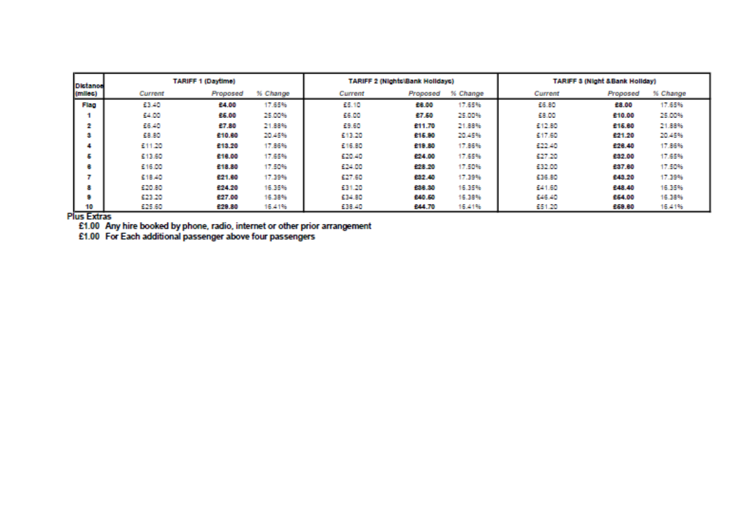| Distance (miles) | TARIFF 1 (Daytime) | | | TARIFF 2 (Nights\Bank Holidays) | | | TARIFF 3 (Night &Bank Holiday) | | |
|---|---|---|---|---|---|---|---|---|---|
| | *Current* | *Proposed* | *% Change* | *Current* | *Proposed* | *% Change* | *Current* | *Proposed* | *% Change* |
| **Flag** | £3.40 | **£4.00** | 17.65% | £5.10 | **£6.00** | 17.65% | £6.80 | **£8.00** | 17.65% |
| **1** | £4.00 | **£5.00** | 25.00% | £6.00 | **£7.50** | 25.00% | £8.00 | **£10.00** | 25.00% |
| **2** | £6.40 | **£7.80** | 21.88% | £9.60 | **£11.70** | 21.88% | £12.80 | **£15.60** | 21.88% |
| **3** | £8.80 | **£10.60** | 20.45% | £13.20 | **£15.90** | 20.45% | £17.60 | **£21.20** | 20.45% |
| **4** | £11.20 | **£13.20** | 17.86% | £16.80 | **£19.80** | 17.86% | £22.40 | **£26.40** | 17.86% |
| **5** | £13.60 | **£16.00** | 17.65% | £20.40 | **£24.00** | 17.65% | £27.20 | **£32.00** | 17.65% |
| **6** | £16.00 | **£18.80** | 17.50% | £24.00 | **£28.20** | 17.50% | £32.00 | **£37.60** | 17.50% |
| **7** | £18.40 | **£21.60** | 17.39% | £27.60 | **£32.40** | 17.39% | £36.80 | **£43.20** | 17.39% |
| **8** | £20.80 | **£24.20** | 16.35% | £31.20 | **£36.30** | 16.35% | £41.60 | **£48.40** | 16.35% |
| **9** | £23.20 | **£27.00** | 16.38% | £34.80 | **£40.50** | 16.38% | £46.40 | **£54.00** | 16.38% |
| **10** | £25.60 | **£29.80** | 16.41% | £38.40 | **£44.70** | 16.41% | £51.20 | **£59.60** | 16.41% |

Plus Extras

£1.00 Any hire booked by phone, radio, internet or other prior arrangement

£1.00 For Each additional passenger above four passengers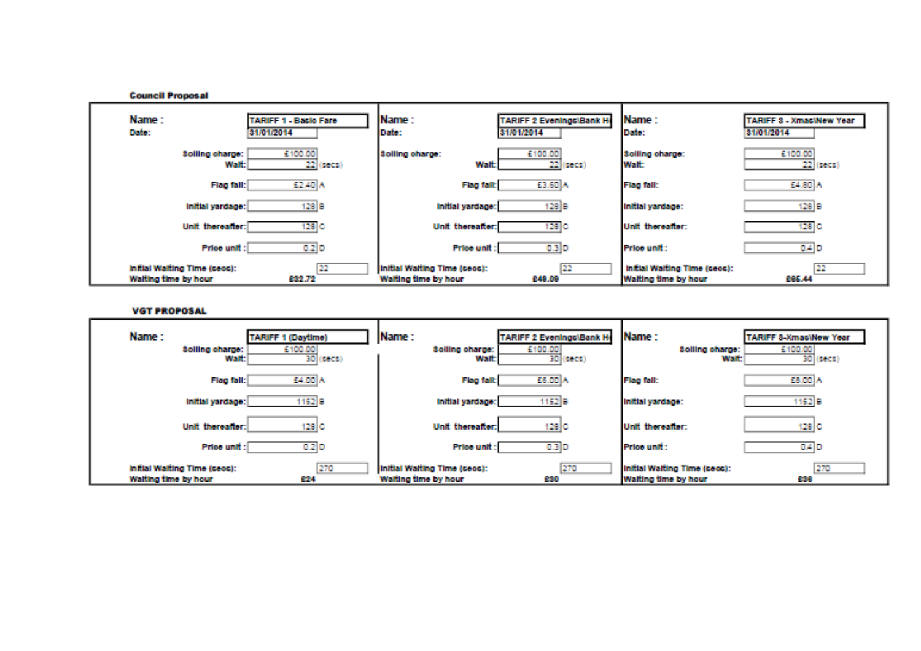**Council Proposal**

| | TARIFF 1 - Basic Fare | | TARIFF 2 Evenings\Bank H | | TARIFF 3 - Xmas\New Year | |
|---|---|---|---|---|---|---|
| Name : | TARIFF 1 - Basic Fare | | TARIFF 2 Evenings\Bank H | | TARIFF 3 - Xmas\New Year | |
| Date: | 31/01/2014 | | 31/01/2014 | | 31/01/2014 | |
| Soiling charge: | £100.00 | | £100.00 | | £100.00 | |
| Wait: | 22 | (secs) | 22 | (secs) | 22 | (secs) |
| Flag fall: | £2.40 | A | £3.60 | A | £4.80 | A |
| Initial yardage: | 128 | B | 128 | B | 128 | B |
| Unit thereafter: | 128 | C | 128 | C | 128 | C |
| Price unit : | 0.2 | D | 0.3 | D | 0.4 | D |
| Initial Waiting Time (secs): | 22 | | 22 | | 22 | |
| Waiting time by hour | £32.72 | | £49.09 | | £65.44 | |

**VGT PROPOSAL**

| | | | | | | |
|---|---|---|---|---|---|---|
| Name : | TARIFF 1 (Daytime) | | TARIFF 2 Evenings\Bank H | | TARIFF 3-Xmas\New Year | |
| Soiling charge: | £100.00 | | £100.00 | | £100.00 | |
| Wait: | 30 | (secs) | 30 | (secs) | 30 | (secs) |
| Flag fall: | £4.00 | A | £6.00 | A | £8.00 | A |
| Initial yardage: | 1152 | B | 1152 | B | 1152 | B |
| Unit thereafter: | 128 | C | 128 | C | 128 | C |
| Price unit : | 0.2 | D | 0.3 | D | 0.4 | D |
| Initial Waiting Time (secs): | 270 | | 270 | | 270 | |
| Waiting time by hour | £24 | | £30 | | £38 | |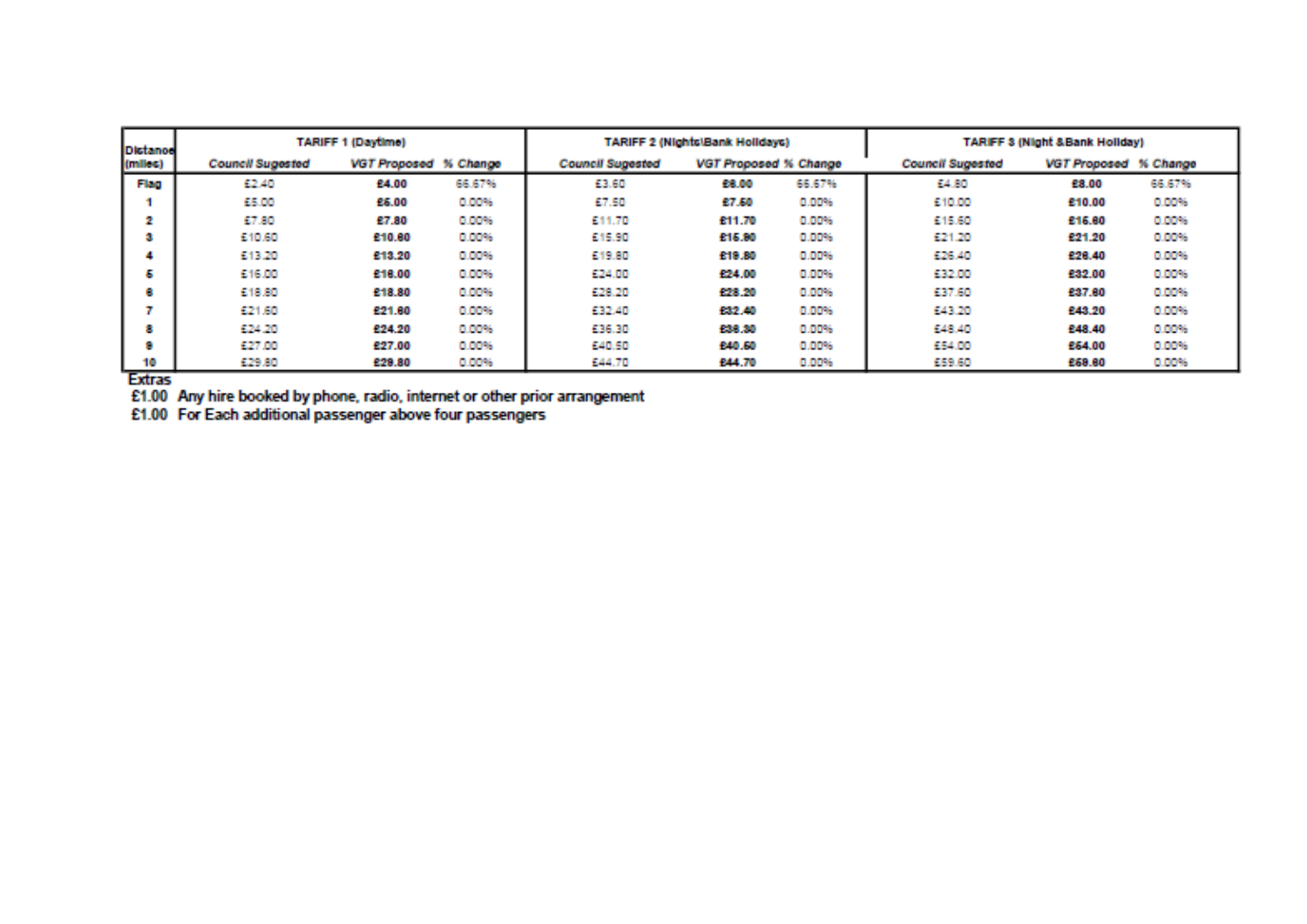| Distance (miles) | TARIFF 1 (Daytime) | | | TARIFF 2 (Nights\Bank Holidays) | | | TARIFF 3 (Night &Bank Holiday) | | |
|---|---|---|---|---|---|---|---|---|---|
| | *Council Sugested* | *VGT Proposed* | *% Change* | *Council Sugested* | *VGT Proposed* | *% Change* | *Council Sugested* | *VGT Proposed* | *% Change* |
| **Flag** | £2.40 | **£4.00** | 66.67% | £3.60 | **£6.00** | 66.67% | £4.80 | **£8.00** | 66.67% |
| **1** | £5.00 | **£5.00** | 0.00% | £7.50 | **£7.50** | 0.00% | £10.00 | **£10.00** | 0.00% |
| **2** | £7.80 | **£7.80** | 0.00% | £11.70 | **£11.70** | 0.00% | £15.60 | **£15.60** | 0.00% |
| **3** | £10.60 | **£10.60** | 0.00% | £15.90 | **£15.90** | 0.00% | £21.20 | **£21.20** | 0.00% |
| **4** | £13.20 | **£13.20** | 0.00% | £19.80 | **£19.80** | 0.00% | £26.40 | **£26.40** | 0.00% |
| **5** | £16.00 | **£16.00** | 0.00% | £24.00 | **£24.00** | 0.00% | £32.00 | **£32.00** | 0.00% |
| **6** | £18.80 | **£18.80** | 0.00% | £28.20 | **£28.20** | 0.00% | £37.60 | **£37.60** | 0.00% |
| **7** | £21.60 | **£21.60** | 0.00% | £32.40 | **£32.40** | 0.00% | £43.20 | **£43.20** | 0.00% |
| **8** | £24.20 | **£24.20** | 0.00% | £36.30 | **£36.30** | 0.00% | £48.40 | **£48.40** | 0.00% |
| **9** | £27.00 | **£27.00** | 0.00% | £40.50 | **£40.50** | 0.00% | £54.00 | **£54.00** | 0.00% |
| **10** | £29.80 | **£29.80** | 0.00% | £44.70 | **£44.70** | 0.00% | £59.60 | **£59.60** | 0.00% |

**Extras**

£1.00 Any hire booked by phone, radio, internet or other prior arrangement

£1.00 For Each additional passenger above four passengers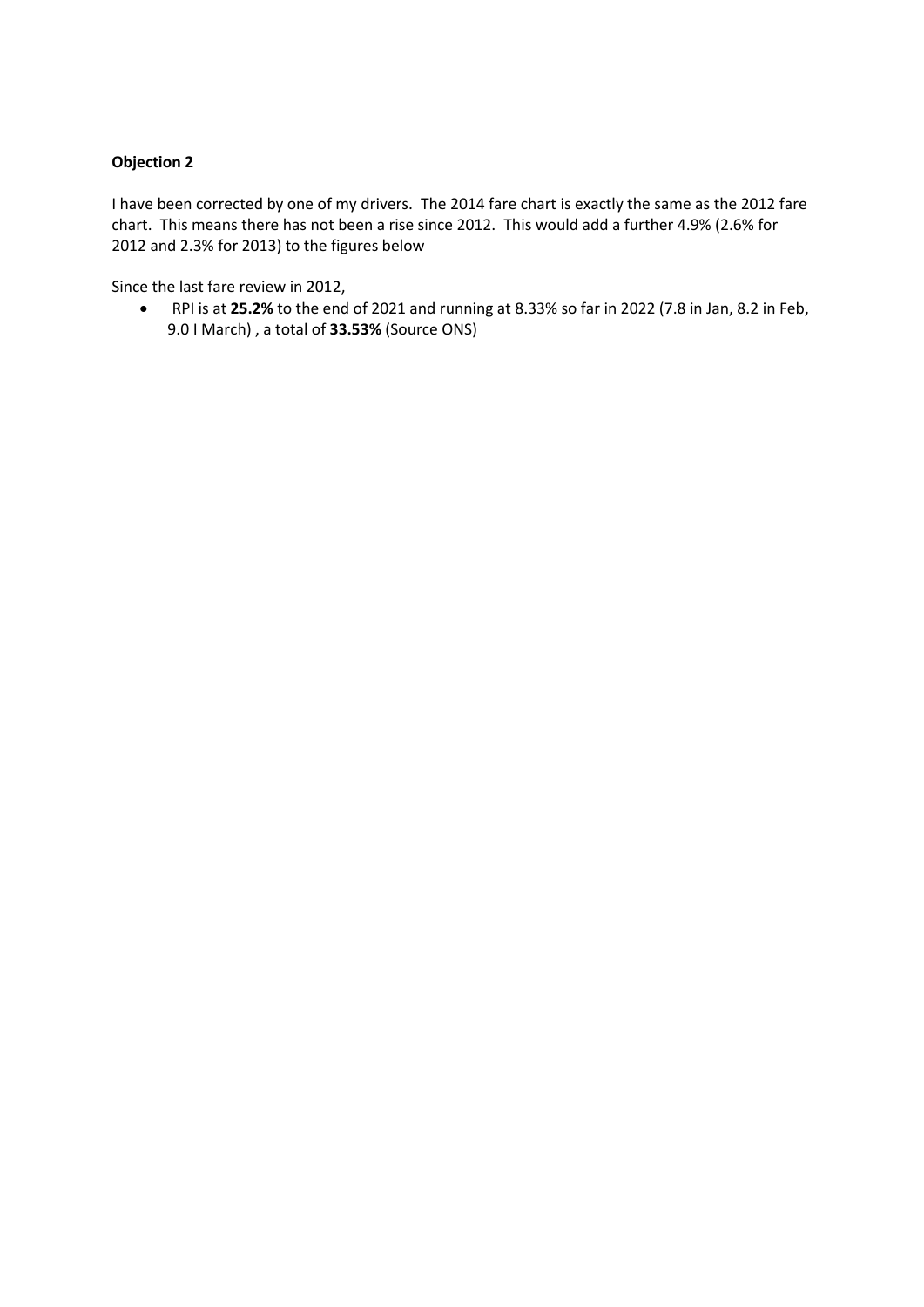**Objection 2**

I have been corrected by one of my drivers. The 2014 fare chart is exactly the same as the 2012 fare chart. This means there has not been a rise since 2012. This would add a further 4.9% (2.6% for 2012 and 2.3% for 2013) to the figures below

Since the last fare review in 2012,

- RPI is at **25.2%** to the end of 2021 and running at 8.33% so far in 2022 (7.8 in Jan, 8.2 in Feb, 9.0 I March) , a total of **33.53%** (Source ONS)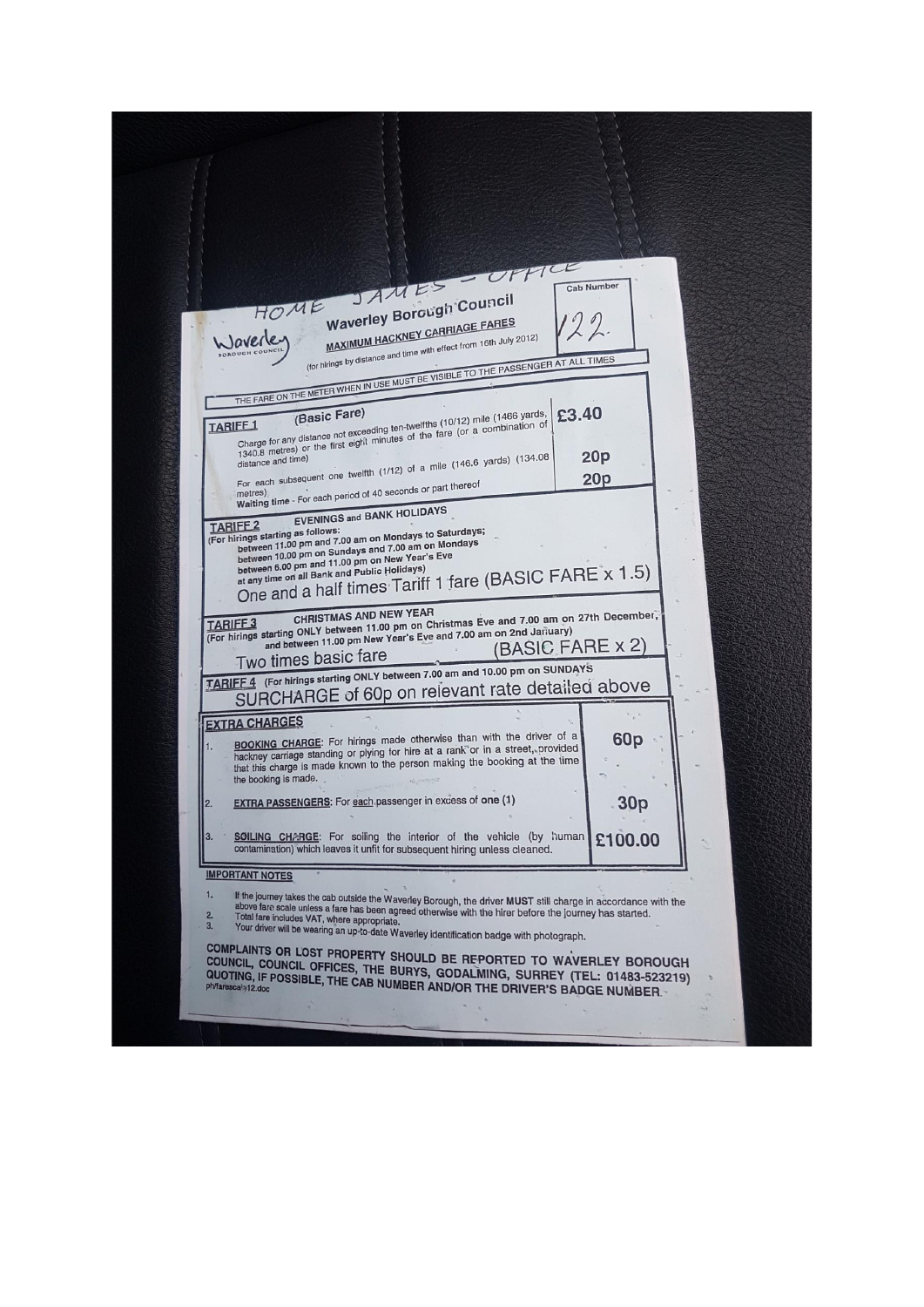HOME JAMES – OFFICE

Cab Number: 122

# Waverley Borough Council

## MAXIMUM HACKNEY CARRIAGE FARES

(for hirings by distance and time with effect from 16th July 2012)

THE FARE ON THE METER WHEN IN USE MUST BE VISIBLE TO THE PASSENGER AT ALL TIMES

**TARIFF 1** (Basic Fare)

| | |
|---|---|
| Charge for any distance not exceeding ten-twelfths (10/12) mile (1466 yards, 1340.8 metres) or the first eight minutes of the fare (or a combination of distance and time) | £3.40 |
| For each subsequent one twelfth (1/12) of a mile (146.6 yards) (134.08 metres) | 20p |
| Waiting time - For each period of 40 seconds or part thereof | 20p |

**TARIFF 2** EVENINGS and BANK HOLIDAYS

(For hirings starting as follows:
between 11.00 pm and 7.00 am on Mondays to Saturdays;
between 10.00 pm on Sundays and 7.00 am on Mondays
between 6.00 pm and 11.00 pm on New Year's Eve
at any time on all Bank and Public Holidays)

One and a half times Tariff 1 fare (BASIC FARE x 1.5)

**TARIFF 3** CHRISTMAS AND NEW YEAR

(For hirings starting ONLY between 11.00 pm on Christmas Eve and 7.00 am on 27th December, and between 11.00 pm New Year's Eve and 7.00 am on 2nd January)

Two times basic fare (BASIC FARE x 2)

**TARIFF 4** (For hirings starting ONLY between 7.00 am and 10.00 pm on SUNDAYS

SURCHARGE of 60p on relevant rate detailed above

**EXTRA CHARGES**

| | | |
|---|---|---|
| 1. | **BOOKING CHARGE**: For hirings made otherwise than with the driver of a hackney carriage standing or plying for hire at a rank or in a street, provided that this charge is made known to the person making the booking at the time the booking is made. | 60p |
| 2. | **EXTRA PASSENGERS**: For each passenger in excess of one (1) | 30p |
| 3. | **SOILING CHARGE**: For soiling the interior of the vehicle (by human contamination) which leaves it unfit for subsequent hiring unless cleaned. | £100.00 |

**IMPORTANT NOTES**

1. If the journey takes the cab outside the Waverley Borough, the driver **MUST** still charge in accordance with the above fare scale unless a fare has been agreed otherwise with the hirer before the journey has started.
2. Total fare includes VAT, where appropriate.
3. Your driver will be wearing an up-to-date Waverley identification badge with photograph.

**COMPLAINTS OR LOST PROPERTY SHOULD BE REPORTED TO WAVERLEY BOROUGH COUNCIL, COUNCIL OFFICES, THE BURYS, GODALMING, SURREY (TEL: 01483-523219) QUOTING, IF POSSIBLE, THE CAB NUMBER AND/OR THE DRIVER'S BADGE NUMBER.**

phfarescale12.doc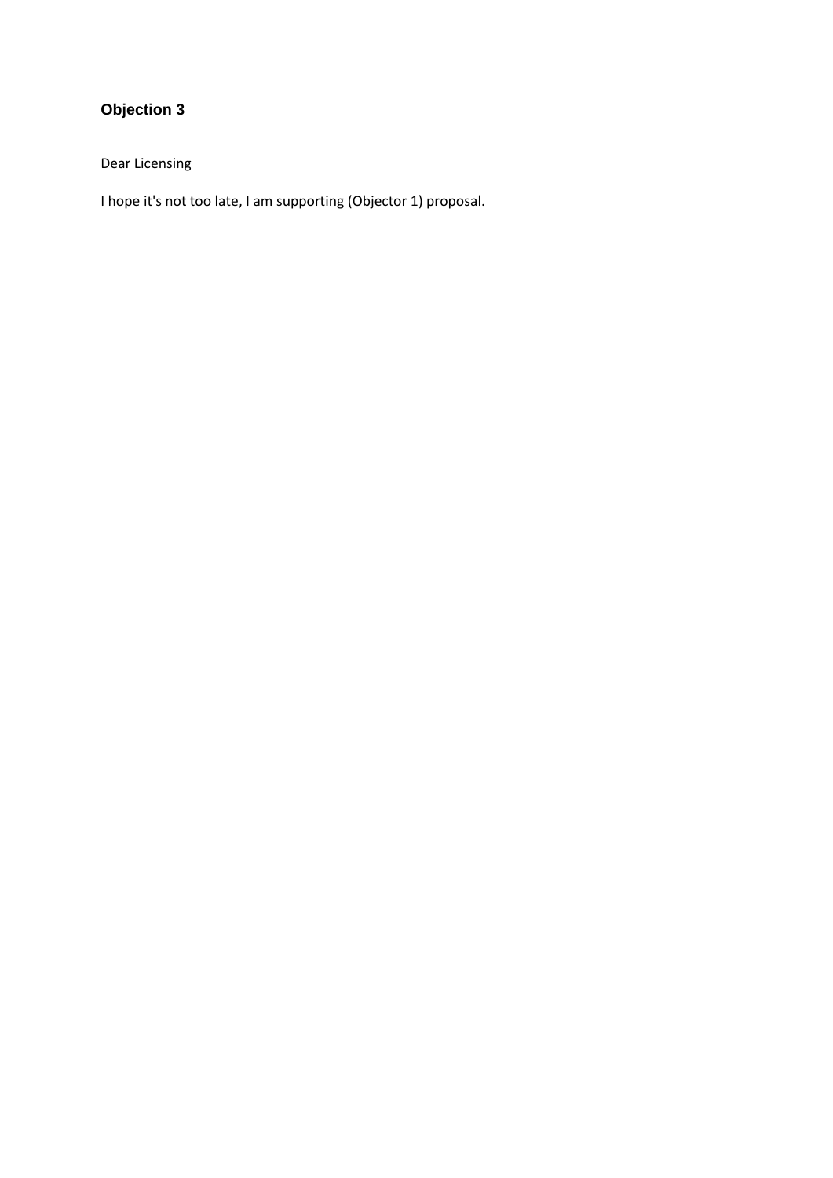## Objection 3

Dear Licensing

I hope it's not too late, I am supporting (Objector 1) proposal.